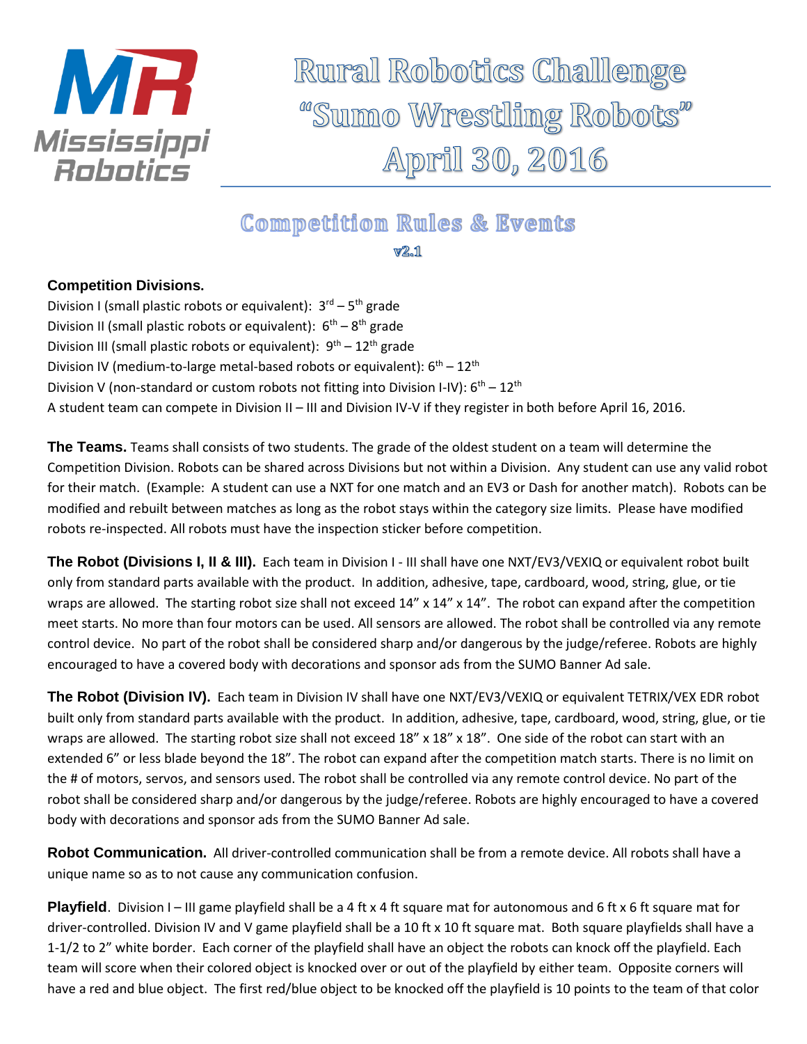# Rural Robotics Challenge
# "Sumo Wrestling Robots"
# April 30, 2016

## Competition Rules & Events

v2.1

**Competition Divisions.**

Division I (small plastic robots or equivalent): 3rd – 5th grade
Division II (small plastic robots or equivalent): 6th – 8th grade
Division III (small plastic robots or equivalent): 9th – 12th grade
Division IV (medium-to-large metal-based robots or equivalent): 6th – 12th
Division V (non-standard or custom robots not fitting into Division I-IV): 6th – 12th
A student team can compete in Division II – III and Division IV-V if they register in both before April 16, 2016.

**The Teams.** Teams shall consists of two students. The grade of the oldest student on a team will determine the Competition Division. Robots can be shared across Divisions but not within a Division. Any student can use any valid robot for their match. (Example: A student can use a NXT for one match and an EV3 or Dash for another match). Robots can be modified and rebuilt between matches as long as the robot stays within the category size limits. Please have modified robots re-inspected. All robots must have the inspection sticker before competition.

**The Robot (Divisions I, II & III).** Each team in Division I - III shall have one NXT/EV3/VEXIQ or equivalent robot built only from standard parts available with the product. In addition, adhesive, tape, cardboard, wood, string, glue, or tie wraps are allowed. The starting robot size shall not exceed 14" x 14" x 14". The robot can expand after the competition meet starts. No more than four motors can be used. All sensors are allowed. The robot shall be controlled via any remote control device. No part of the robot shall be considered sharp and/or dangerous by the judge/referee. Robots are highly encouraged to have a covered body with decorations and sponsor ads from the SUMO Banner Ad sale.

**The Robot (Division IV).** Each team in Division IV shall have one NXT/EV3/VEXIQ or equivalent TETRIX/VEX EDR robot built only from standard parts available with the product. In addition, adhesive, tape, cardboard, wood, string, glue, or tie wraps are allowed. The starting robot size shall not exceed 18" x 18" x 18". One side of the robot can start with an extended 6" or less blade beyond the 18". The robot can expand after the competition match starts. There is no limit on the # of motors, servos, and sensors used. The robot shall be controlled via any remote control device. No part of the robot shall be considered sharp and/or dangerous by the judge/referee. Robots are highly encouraged to have a covered body with decorations and sponsor ads from the SUMO Banner Ad sale.

**Robot Communication.** All driver-controlled communication shall be from a remote device. All robots shall have a unique name so as to not cause any communication confusion.

**Playfield**. Division I – III game playfield shall be a 4 ft x 4 ft square mat for autonomous and 6 ft x 6 ft square mat for driver-controlled. Division IV and V game playfield shall be a 10 ft x 10 ft square mat. Both square playfields shall have a 1-1/2 to 2" white border. Each corner of the playfield shall have an object the robots can knock off the playfield. Each team will score when their colored object is knocked over or out of the playfield by either team. Opposite corners will have a red and blue object. The first red/blue object to be knocked off the playfield is 10 points to the team of that color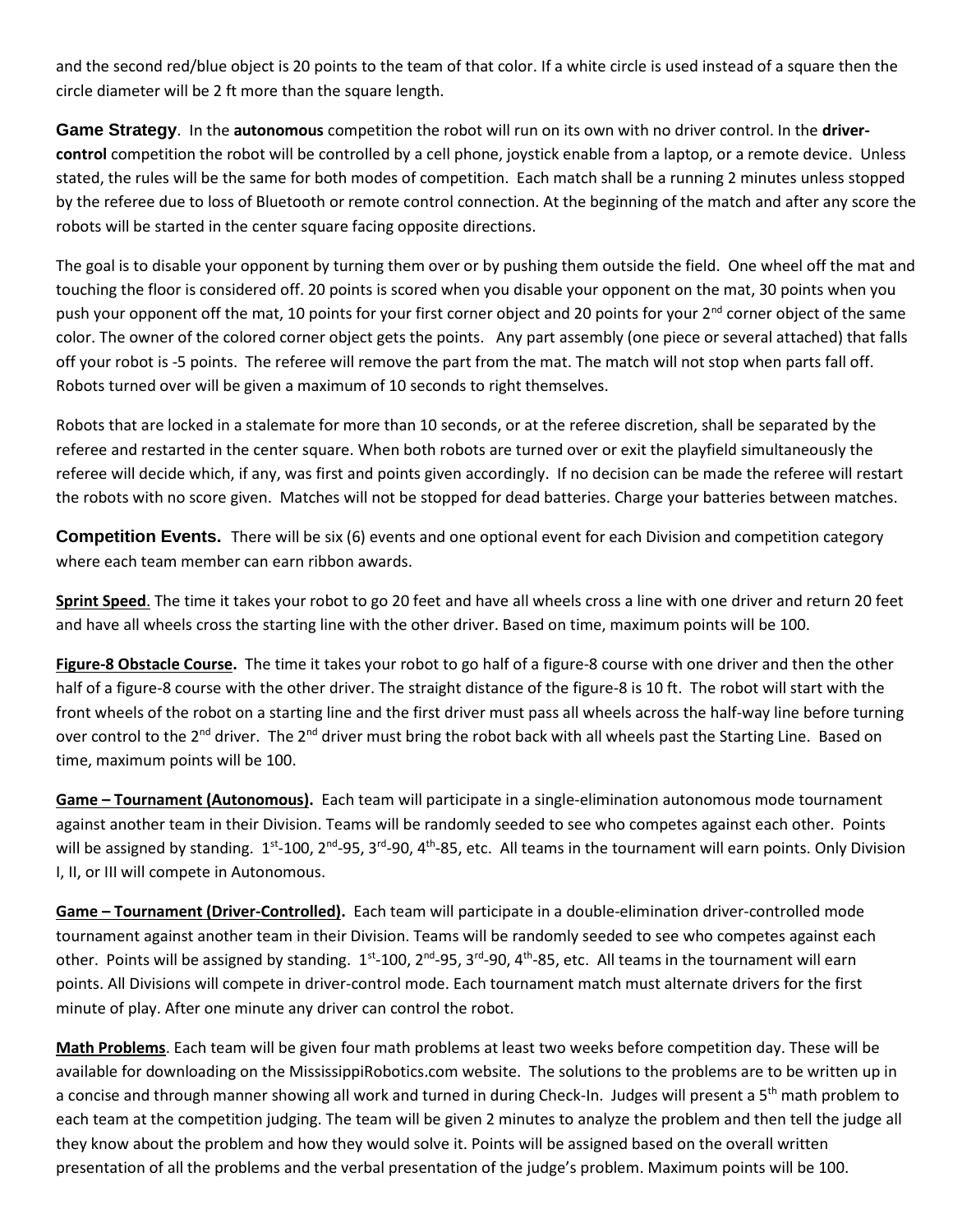and the second red/blue object is 20 points to the team of that color. If a white circle is used instead of a square then the circle diameter will be 2 ft more than the square length.

**Game Strategy**. In the **autonomous** competition the robot will run on its own with no driver control. In the **driver-control** competition the robot will be controlled by a cell phone, joystick enable from a laptop, or a remote device. Unless stated, the rules will be the same for both modes of competition. Each match shall be a running 2 minutes unless stopped by the referee due to loss of Bluetooth or remote control connection. At the beginning of the match and after any score the robots will be started in the center square facing opposite directions.

The goal is to disable your opponent by turning them over or by pushing them outside the field. One wheel off the mat and touching the floor is considered off. 20 points is scored when you disable your opponent on the mat, 30 points when you push your opponent off the mat, 10 points for your first corner object and 20 points for your 2nd corner object of the same color. The owner of the colored corner object gets the points. Any part assembly (one piece or several attached) that falls off your robot is -5 points. The referee will remove the part from the mat. The match will not stop when parts fall off. Robots turned over will be given a maximum of 10 seconds to right themselves.

Robots that are locked in a stalemate for more than 10 seconds, or at the referee discretion, shall be separated by the referee and restarted in the center square. When both robots are turned over or exit the playfield simultaneously the referee will decide which, if any, was first and points given accordingly. If no decision can be made the referee will restart the robots with no score given. Matches will not be stopped for dead batteries. Charge your batteries between matches.

**Competition Events.** There will be six (6) events and one optional event for each Division and competition category where each team member can earn ribbon awards.

**Sprint Speed**. The time it takes your robot to go 20 feet and have all wheels cross a line with one driver and return 20 feet and have all wheels cross the starting line with the other driver. Based on time, maximum points will be 100.

**Figure-8 Obstacle Course.** The time it takes your robot to go half of a figure-8 course with one driver and then the other half of a figure-8 course with the other driver. The straight distance of the figure-8 is 10 ft. The robot will start with the front wheels of the robot on a starting line and the first driver must pass all wheels across the half-way line before turning over control to the 2nd driver. The 2nd driver must bring the robot back with all wheels past the Starting Line. Based on time, maximum points will be 100.

**Game – Tournament (Autonomous).** Each team will participate in a single-elimination autonomous mode tournament against another team in their Division. Teams will be randomly seeded to see who competes against each other. Points will be assigned by standing. 1st-100, 2nd-95, 3rd-90, 4th-85, etc. All teams in the tournament will earn points. Only Division I, II, or III will compete in Autonomous.

**Game – Tournament (Driver-Controlled).** Each team will participate in a double-elimination driver-controlled mode tournament against another team in their Division. Teams will be randomly seeded to see who competes against each other. Points will be assigned by standing. 1st-100, 2nd-95, 3rd-90, 4th-85, etc. All teams in the tournament will earn points. All Divisions will compete in driver-control mode. Each tournament match must alternate drivers for the first minute of play. After one minute any driver can control the robot.

**Math Problems**. Each team will be given four math problems at least two weeks before competition day. These will be available for downloading on the MississippiRobotics.com website. The solutions to the problems are to be written up in a concise and through manner showing all work and turned in during Check-In. Judges will present a 5th math problem to each team at the competition judging. The team will be given 2 minutes to analyze the problem and then tell the judge all they know about the problem and how they would solve it. Points will be assigned based on the overall written presentation of all the problems and the verbal presentation of the judge's problem. Maximum points will be 100.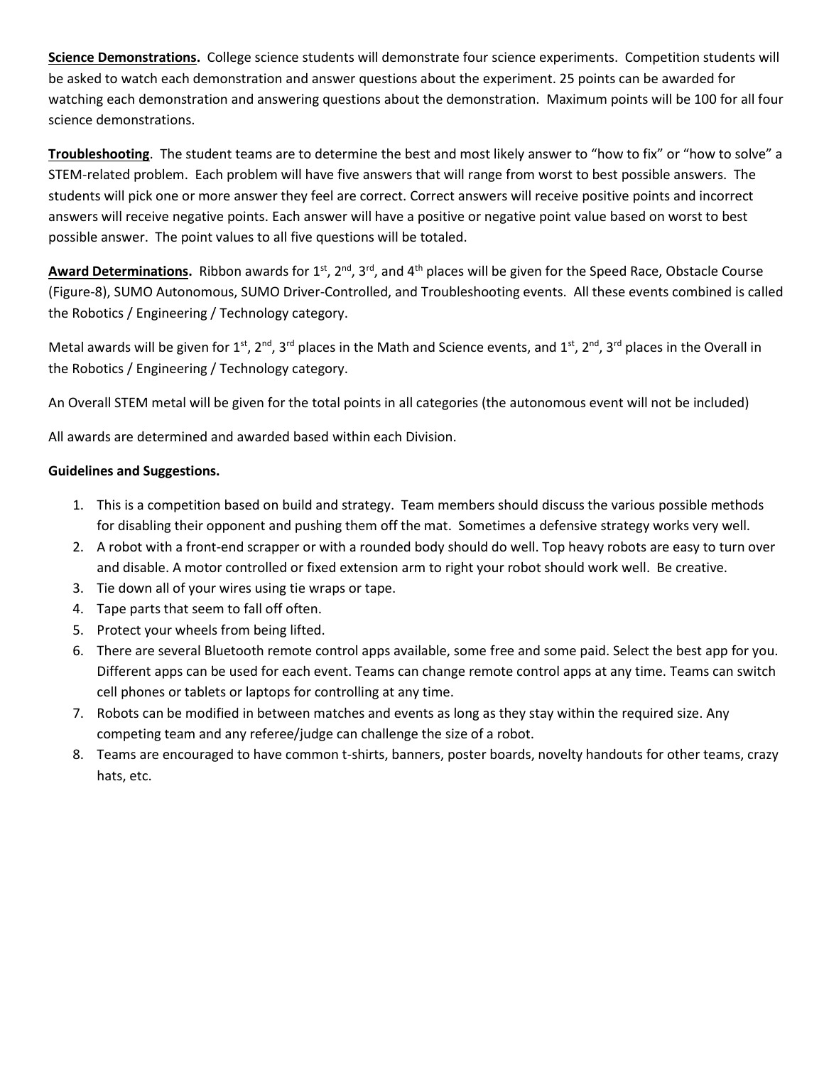**Science Demonstrations.** College science students will demonstrate four science experiments. Competition students will be asked to watch each demonstration and answer questions about the experiment. 25 points can be awarded for watching each demonstration and answering questions about the demonstration. Maximum points will be 100 for all four science demonstrations.

**Troubleshooting**. The student teams are to determine the best and most likely answer to "how to fix" or "how to solve" a STEM-related problem. Each problem will have five answers that will range from worst to best possible answers. The students will pick one or more answer they feel are correct. Correct answers will receive positive points and incorrect answers will receive negative points. Each answer will have a positive or negative point value based on worst to best possible answer. The point values to all five questions will be totaled.

**Award Determinations.** Ribbon awards for 1st, 2nd, 3rd, and 4th places will be given for the Speed Race, Obstacle Course (Figure-8), SUMO Autonomous, SUMO Driver-Controlled, and Troubleshooting events. All these events combined is called the Robotics / Engineering / Technology category.

Metal awards will be given for 1st, 2nd, 3rd places in the Math and Science events, and 1st, 2nd, 3rd places in the Overall in the Robotics / Engineering / Technology category.

An Overall STEM metal will be given for the total points in all categories (the autonomous event will not be included)

All awards are determined and awarded based within each Division.

**Guidelines and Suggestions.**

1. This is a competition based on build and strategy. Team members should discuss the various possible methods for disabling their opponent and pushing them off the mat. Sometimes a defensive strategy works very well.
2. A robot with a front-end scrapper or with a rounded body should do well. Top heavy robots are easy to turn over and disable. A motor controlled or fixed extension arm to right your robot should work well. Be creative.
3. Tie down all of your wires using tie wraps or tape.
4. Tape parts that seem to fall off often.
5. Protect your wheels from being lifted.
6. There are several Bluetooth remote control apps available, some free and some paid. Select the best app for you. Different apps can be used for each event. Teams can change remote control apps at any time. Teams can switch cell phones or tablets or laptops for controlling at any time.
7. Robots can be modified in between matches and events as long as they stay within the required size. Any competing team and any referee/judge can challenge the size of a robot.
8. Teams are encouraged to have common t-shirts, banners, poster boards, novelty handouts for other teams, crazy hats, etc.